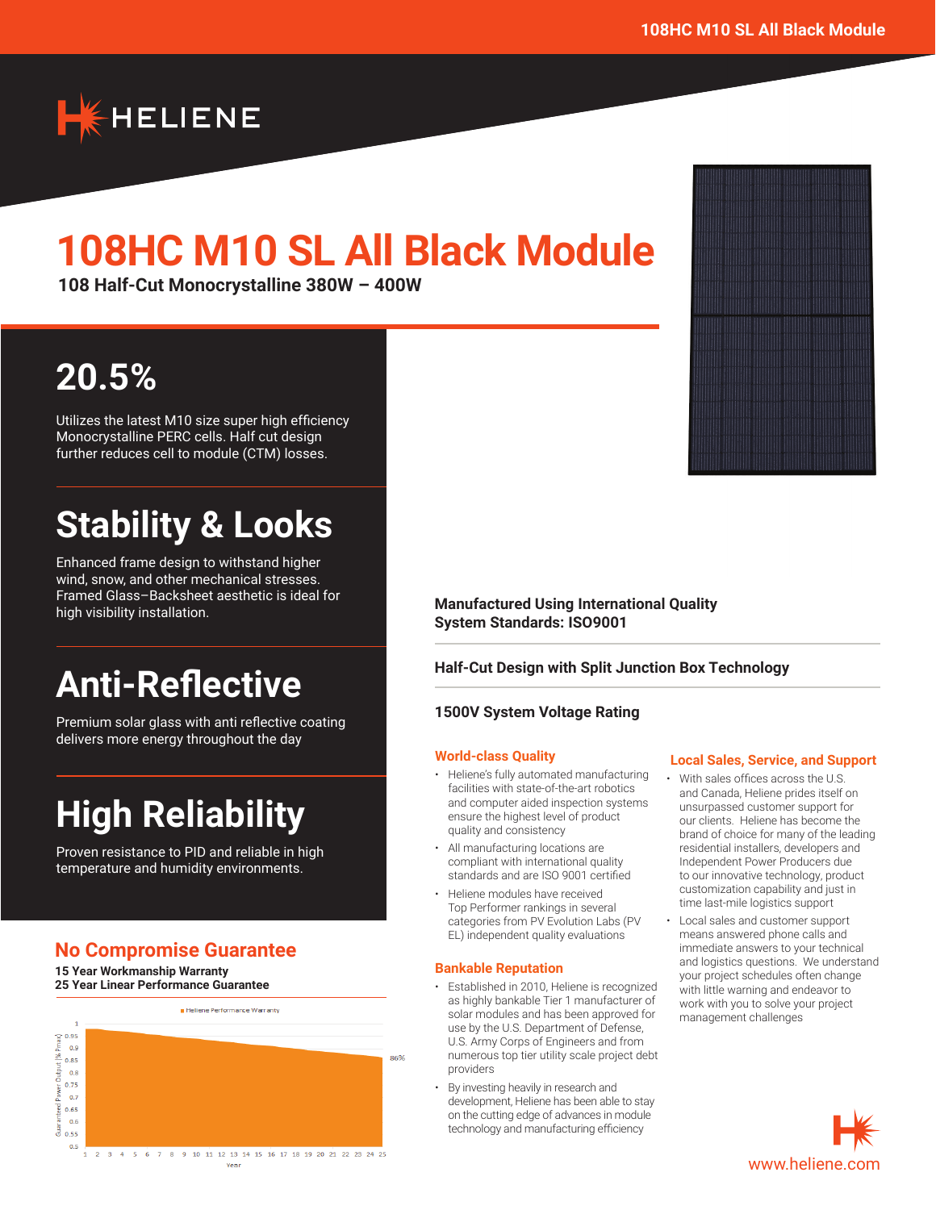# 108HC M10 SL All Black Module

**108 Half-Cut Monocrystalline 380W – 400W**

## 20.5%

Utilizes the latest M10 size super high efficiency Monocrystalline PERC cells. Half cut design further reduces cell to module (CTM) losses.

## Stability & Looks

Enhanced frame design to withstand higher wind, snow, and other mechanical stresses. Framed Glass–Backsheet aesthetic is ideal for high visibility installation.

## Anti-Reflective

Premium solar glass with anti reflective coating delivers more energy throughout the day

## High Reliability

Proven resistance to PID and reliable in high temperature and humidity environments.

## No Compromise Guarantee

**15 Year Workmanship Warranty**
**25 Year Linear Performance Guarantee**

Heliene Performance Warranty

Guaranteed Power Output [% Pmax]: 1, 0.95, 0.9, 0.85, 0.8, 0.75, 0.7, 0.65, 0.6, 0.55, 0.5

Year: 1 2 3 4 5 6 7 8 9 10 11 12 13 14 15 16 17 18 19 20 21 22 23 24 25

86%

**Manufactured Using International Quality System Standards: ISO9001**

**Half-Cut Design with Split Junction Box Technology**

**1500V System Voltage Rating**

### World-class Quality

- Heliene's fully automated manufacturing facilities with state-of-the-art robotics and computer aided inspection systems ensure the highest level of product quality and consistency
- All manufacturing locations are compliant with international quality standards and are ISO 9001 certified
- Heliene modules have received Top Performer rankings in several categories from PV Evolution Labs (PV EL) independent quality evaluations

### Bankable Reputation

- Established in 2010, Heliene is recognized as highly bankable Tier 1 manufacturer of solar modules and has been approved for use by the U.S. Department of Defense, U.S. Army Corps of Engineers and from numerous top tier utility scale project debt providers
- By investing heavily in research and development, Heliene has been able to stay on the cutting edge of advances in module technology and manufacturing efficiency

### Local Sales, Service, and Support

- With sales offices across the U.S. and Canada, Heliene prides itself on unsurpassed customer support for our clients. Heliene has become the brand of choice for many of the leading residential installers, developers and Independent Power Producers due to our innovative technology, product customization capability and just in time last-mile logistics support
- Local sales and customer support means answered phone calls and immediate answers to your technical and logistics questions. We understand your project schedules often change with little warning and endeavor to work with you to solve your project management challenges

www.heliene.com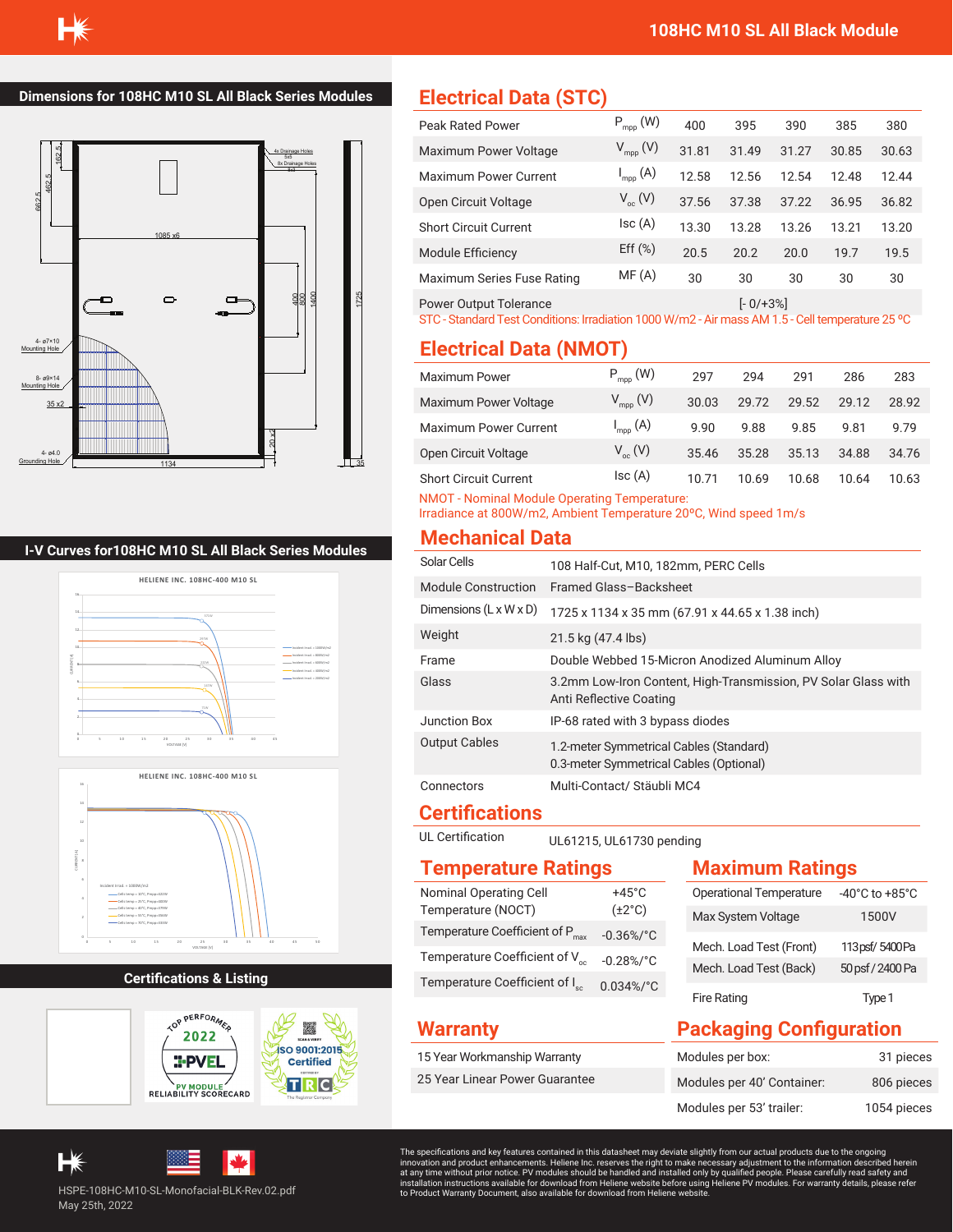# 108HC M10 SL All Black Module

## Dimensions for 108HC M10 SL All Black Series Modules

4x Drainage Holes 5x5
8x Drainage Holes 8x3
662.5
462.5
162.5
1085 x6
400
800
1400
1725
4- ø7×10 Mounting Hole
8- ø9×14 Mounting Hole
35 x2
4- ø4.0 Grounding Hole
1134
20 x2
35

## I-V Curves for108HC M10 SL All Black Series Modules

HELIENE INC. 108HC-400 M10 SL

HELIENE INC. 108HC-400 M10 SL

## Certifications & Listing

TOP PERFORMER 2022 PVEL PV MODULE RELIABILITY SCORECARD

ISO 9001:2015 Certified TRC

## Electrical Data (STC)

| | | | | | | |
|---|---|---|---|---|---|---|
| Peak Rated Power | $P_{mpp}$ (W) | 400 | 395 | 390 | 385 | 380 |
| Maximum Power Voltage | $V_{mpp}$ (V) | 31.81 | 31.49 | 31.27 | 30.85 | 30.63 |
| Maximum Power Current | $I_{mpp}$ (A) | 12.58 | 12.56 | 12.54 | 12.48 | 12.44 |
| Open Circuit Voltage | $V_{oc}$ (V) | 37.56 | 37.38 | 37.22 | 36.95 | 36.82 |
| Short Circuit Current | Isc (A) | 13.30 | 13.28 | 13.26 | 13.21 | 13.20 |
| Module Efficiency | Eff (%) | 20.5 | 20.2 | 20.0 | 19.7 | 19.5 |
| Maximum Series Fuse Rating | MF (A) | 30 | 30 | 30 | 30 | 30 |
| Power Output Tolerance | | [- 0/+3%] | | | | |

STC - Standard Test Conditions: Irradiation 1000 W/m2 - Air mass AM 1.5 - Cell temperature 25 ºC

## Electrical Data (NMOT)

| | | | | | | |
|---|---|---|---|---|---|---|
| Maximum Power | $P_{mpp}$ (W) | 297 | 294 | 291 | 286 | 283 |
| Maximum Power Voltage | $V_{mpp}$ (V) | 30.03 | 29.72 | 29.52 | 29.12 | 28.92 |
| Maximum Power Current | $I_{mpp}$ (A) | 9.90 | 9.88 | 9.85 | 9.81 | 9.79 |
| Open Circuit Voltage | $V_{oc}$ (V) | 35.46 | 35.28 | 35.13 | 34.88 | 34.76 |
| Short Circuit Current | Isc (A) | 10.71 | 10.69 | 10.68 | 10.64 | 10.63 |

NMOT - Nominal Module Operating Temperature:
Irradiance at 800W/m2, Ambient Temperature 20ºC, Wind speed 1m/s

## Mechanical Data

| | |
|---|---|
| Solar Cells | 108 Half-Cut, M10, 182mm, PERC Cells |
| Module Construction | Framed Glass–Backsheet |
| Dimensions (L x W x D) | 1725 x 1134 x 35 mm (67.91 x 44.65 x 1.38 inch) |
| Weight | 21.5 kg (47.4 lbs) |
| Frame | Double Webbed 15-Micron Anodized Aluminum Alloy |
| Glass | 3.2mm Low-Iron Content, High-Transmission, PV Solar Glass with Anti Reflective Coating |
| Junction Box | IP-68 rated with 3 bypass diodes |
| Output Cables | 1.2-meter Symmetrical Cables (Standard) 0.3-meter Symmetrical Cables (Optional) |
| Connectors | Multi-Contact/ Stäubli MC4 |

## Certifications

| | |
|---|---|
| UL Certification | UL61215, UL61730 pending |

## Temperature Ratings

| | |
|---|---|
| Nominal Operating Cell Temperature (NOCT) | +45°C (±2°C) |
| Temperature Coefficient of $P_{max}$ | -0.36%/°C |
| Temperature Coefficient of $V_{oc}$ | -0.28%/°C |
| Temperature Coefficient of $I_{sc}$ | 0.034%/°C |

## Maximum Ratings

| | |
|---|---|
| Operational Temperature | -40°C to +85°C |
| Max System Voltage | 1500V |
| Mech. Load Test (Front) | 113 psf/ 5400 Pa |
| Mech. Load Test (Back) | 50 psf / 2400 Pa |
| Fire Rating | Type 1 |

## Warranty

15 Year Workmanship Warranty

25 Year Linear Power Guarantee

## Packaging Configuration

| | |
|---|---|
| Modules per box: | 31 pieces |
| Modules per 40' Container: | 806 pieces |
| Modules per 53' trailer: | 1054 pieces |

HSPE-108HC-M10-SL-Monofacial-BLK-Rev.02.pdf
May 25th, 2022

The specifications and key features contained in this datasheet may deviate slightly from our actual products due to the ongoing innovation and product enhancements. Heliene Inc. reserves the right to make necessary adjustment to the information described herein at any time without prior notice. PV modules should be handled and installed only by qualified people. Please carefully read safety and installation instructions available for download from Heliene website before using Heliene PV modules. For warranty details, please refer to Product Warranty Document, also available for download from Heliene website.